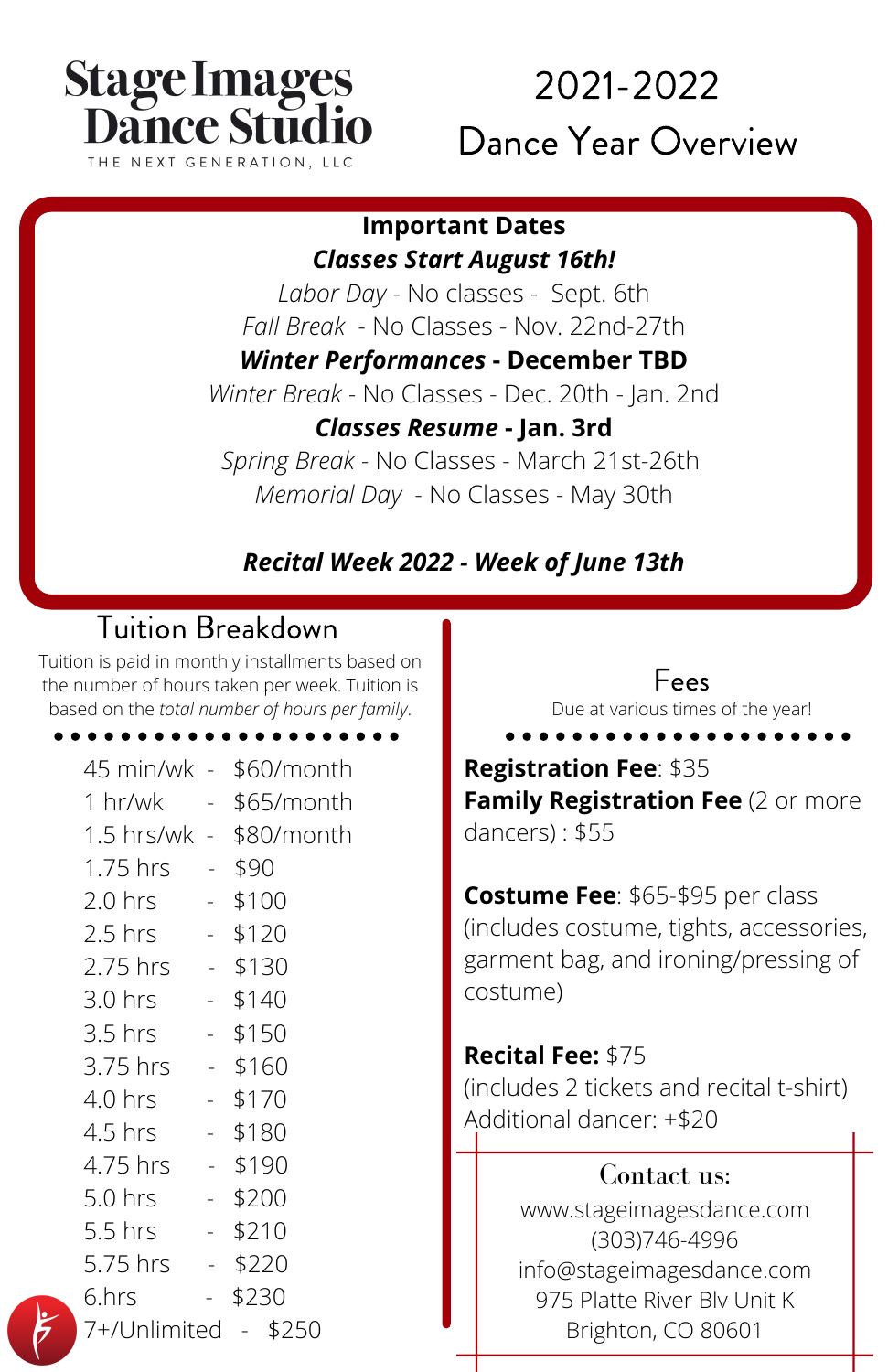# Stage Images Dance Studio

THE NEXT GENERATION, LLC

# 2021-2022 Dance Year Overview

## Important Dates

***Classes Start August 16th!***

*Labor Day* - No classes - Sept. 6th

*Fall Break* - No Classes - Nov. 22nd-27th

***Winter Performances* - December TBD**

*Winter Break* - No Classes - Dec. 20th - Jan. 2nd

***Classes Resume* - Jan. 3rd**

*Spring Break* - No Classes - March 21st-26th

*Memorial Day* - No Classes - May 30th

***Recital Week 2022 - Week of June 13th***

## Tuition Breakdown

Tuition is paid in monthly installments based on the number of hours taken per week. Tuition is based on the *total number of hours per family*.

| Hours | Tuition |
|---|---|
| 45 min/wk | $60/month |
| 1 hr/wk | $65/month |
| 1.5 hrs/wk | $80/month |
| 1.75 hrs | $90 |
| 2.0 hrs | $100 |
| 2.5 hrs | $120 |
| 2.75 hrs | $130 |
| 3.0 hrs | $140 |
| 3.5 hrs | $150 |
| 3.75 hrs | $160 |
| 4.0 hrs | $170 |
| 4.5 hrs | $180 |
| 4.75 hrs | $190 |
| 5.0 hrs | $200 |
| 5.5 hrs | $210 |
| 5.75 hrs | $220 |
| 6.hrs | $230 |
| 7+/Unlimited | $250 |

## Fees

Due at various times of the year!

**Registration Fee**: $35
**Family Registration Fee** (2 or more dancers) : $55

**Costume Fee**: $65-$95 per class (includes costume, tights, accessories, garment bag, and ironing/pressing of costume)

**Recital Fee:** $75
(includes 2 tickets and recital t-shirt)
Additional dancer: +$20

### Contact us:

www.stageimagesdance.com
(303)746-4996
info@stageimagesdance.com
975 Platte River Blv Unit K
Brighton, CO 80601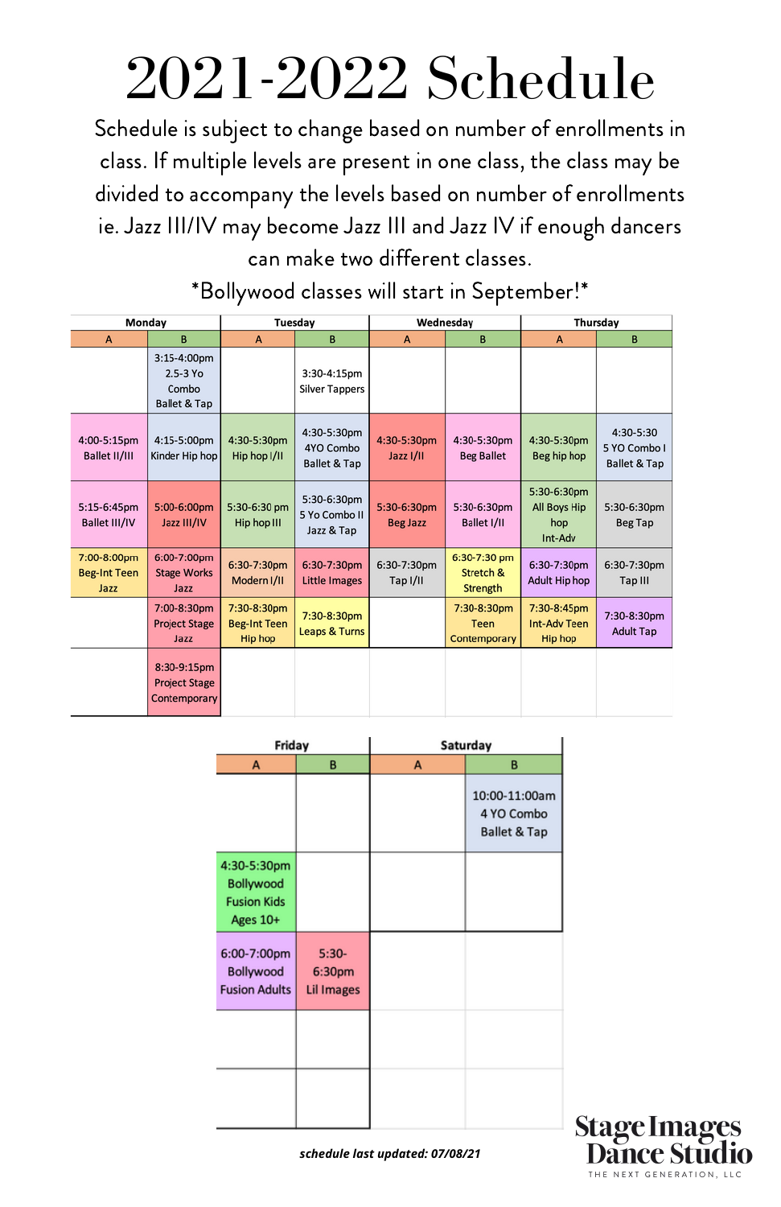# 2021-2022 Schedule

Schedule is subject to change based on number of enrollments in class. If multiple levels are present in one class, the class may be divided to accompany the levels based on number of enrollments ie. Jazz III/IV may become Jazz III and Jazz IV if enough dancers can make two different classes.

*Bollywood classes will start in September!*

| Monday | | Tuesday | | Wednesday | | Thursday | |
|---|---|---|---|---|---|---|---|
| A | B | A | B | A | B | A | B |
| | 3:15-4:00pm 2.5-3 Yo Combo Ballet & Tap | | 3:30-4:15pm Silver Tappers | | | | |
| 4:00-5:15pm Ballet II/III | 4:15-5:00pm Kinder Hip hop | 4:30-5:30pm Hip hop I/II | 4:30-5:30pm 4YO Combo Ballet & Tap | 4:30-5:30pm Jazz I/II | 4:30-5:30pm Beg Ballet | 4:30-5:30pm Beg hip hop | 4:30-5:30 5 YO Combo I Ballet & Tap |
| 5:15-6:45pm Ballet III/IV | 5:00-6:00pm Jazz III/IV | 5:30-6:30 pm Hip hop III | 5:30-6:30pm 5 Yo Combo II Jazz & Tap | 5:30-6:30pm Beg Jazz | 5:30-6:30pm Ballet I/II | 5:30-6:30pm All Boys Hip hop Int-Adv | 5:30-6:30pm Beg Tap |
| 7:00-8:00pm Beg-Int Teen Jazz | 6:00-7:00pm Stage Works Jazz | 6:30-7:30pm Modern I/II | 6:30-7:30pm Little Images | 6:30-7:30pm Tap I/II | 6:30-7:30 pm Stretch & Strength | 6:30-7:30pm Adult Hip hop | 6:30-7:30pm Tap III |
| | 7:00-8:30pm Project Stage Jazz | 7:30-8:30pm Beg-Int Teen Hip hop | 7:30-8:30pm Leaps & Turns | | 7:30-8:30pm Teen Contemporary | 7:30-8:45pm Int-Adv Teen Hip hop | 7:30-8:30pm Adult Tap |
| | 8:30-9:15pm Project Stage Contemporary | | | | | | |

| Friday | | Saturday | |
|---|---|---|---|
| A | B | A | B |
| | | | 10:00-11:00am 4 YO Combo Ballet & Tap |
| 4:30-5:30pm Bollywood Fusion Kids Ages 10+ | | | |
| 6:00-7:00pm Bollywood Fusion Adults | 5:30-6:30pm Lil Images | | |
| | | | |
| | | | |

*schedule last updated: 07/08/21*

Stage Images Dance Studio
THE NEXT GENERATION, LLC